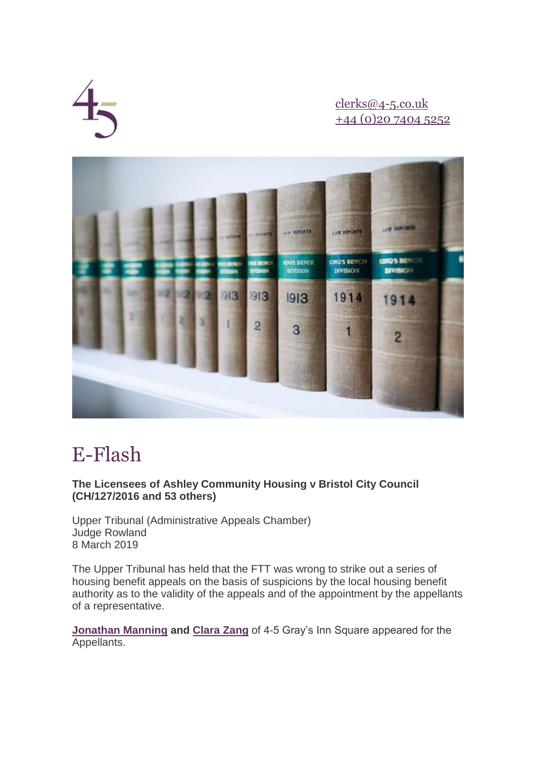clerks@4-5.co.uk
+44 (0)20 7404 5252

# E-Flash

**The Licensees of Ashley Community Housing v Bristol City Council (CH/127/2016 and 53 others)**

Upper Tribunal (Administrative Appeals Chamber)
Judge Rowland
8 March 2019

The Upper Tribunal has held that the FTT was wrong to strike out a series of housing benefit appeals on the basis of suspicions by the local housing benefit authority as to the validity of the appeals and of the appointment by the appellants of a representative.

**Jonathan Manning and Clara Zang** of 4-5 Gray's Inn Square appeared for the Appellants.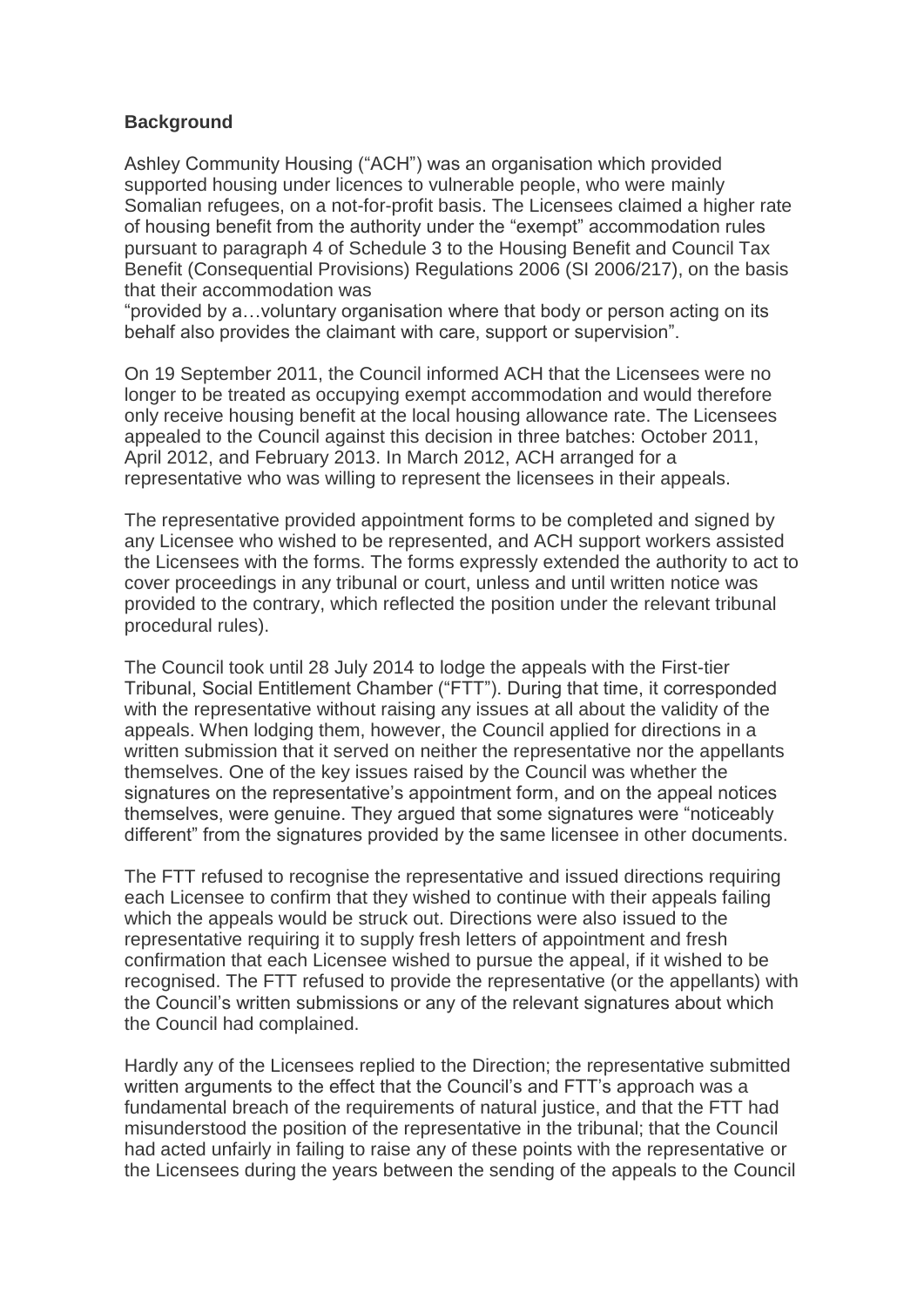### **Background**

Ashley Community Housing ("ACH") was an organisation which provided supported housing under licences to vulnerable people, who were mainly Somalian refugees, on a not-for-profit basis. The Licensees claimed a higher rate of housing benefit from the authority under the "exempt" accommodation rules pursuant to paragraph 4 of Schedule 3 to the Housing Benefit and Council Tax Benefit (Consequential Provisions) Regulations 2006 (SI 2006/217), on the basis that their accommodation was
"provided by a…voluntary organisation where that body or person acting on its behalf also provides the claimant with care, support or supervision".

On 19 September 2011, the Council informed ACH that the Licensees were no longer to be treated as occupying exempt accommodation and would therefore only receive housing benefit at the local housing allowance rate. The Licensees appealed to the Council against this decision in three batches: October 2011, April 2012, and February 2013. In March 2012, ACH arranged for a representative who was willing to represent the licensees in their appeals.

The representative provided appointment forms to be completed and signed by any Licensee who wished to be represented, and ACH support workers assisted the Licensees with the forms. The forms expressly extended the authority to act to cover proceedings in any tribunal or court, unless and until written notice was provided to the contrary, which reflected the position under the relevant tribunal procedural rules).

The Council took until 28 July 2014 to lodge the appeals with the First-tier Tribunal, Social Entitlement Chamber ("FTT"). During that time, it corresponded with the representative without raising any issues at all about the validity of the appeals. When lodging them, however, the Council applied for directions in a written submission that it served on neither the representative nor the appellants themselves. One of the key issues raised by the Council was whether the signatures on the representative's appointment form, and on the appeal notices themselves, were genuine. They argued that some signatures were "noticeably different" from the signatures provided by the same licensee in other documents.

The FTT refused to recognise the representative and issued directions requiring each Licensee to confirm that they wished to continue with their appeals failing which the appeals would be struck out. Directions were also issued to the representative requiring it to supply fresh letters of appointment and fresh confirmation that each Licensee wished to pursue the appeal, if it wished to be recognised. The FTT refused to provide the representative (or the appellants) with the Council's written submissions or any of the relevant signatures about which the Council had complained.

Hardly any of the Licensees replied to the Direction; the representative submitted written arguments to the effect that the Council's and FTT's approach was a fundamental breach of the requirements of natural justice, and that the FTT had misunderstood the position of the representative in the tribunal; that the Council had acted unfairly in failing to raise any of these points with the representative or the Licensees during the years between the sending of the appeals to the Council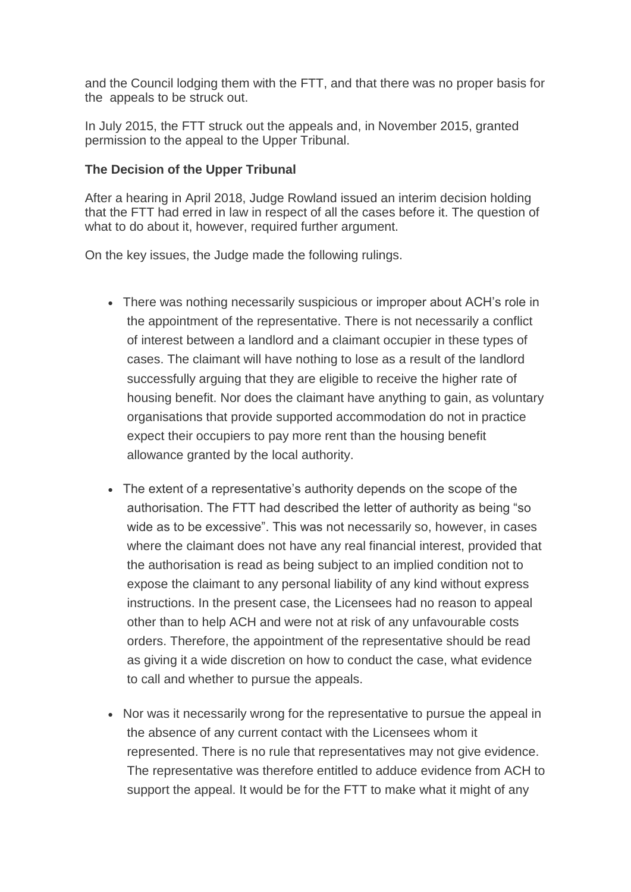and the Council lodging them with the FTT, and that there was no proper basis for the appeals to be struck out.

In July 2015, the FTT struck out the appeals and, in November 2015, granted permission to the appeal to the Upper Tribunal.

**The Decision of the Upper Tribunal**

After a hearing in April 2018, Judge Rowland issued an interim decision holding that the FTT had erred in law in respect of all the cases before it. The question of what to do about it, however, required further argument.

On the key issues, the Judge made the following rulings.

- There was nothing necessarily suspicious or improper about ACH's role in the appointment of the representative. There is not necessarily a conflict of interest between a landlord and a claimant occupier in these types of cases. The claimant will have nothing to lose as a result of the landlord successfully arguing that they are eligible to receive the higher rate of housing benefit. Nor does the claimant have anything to gain, as voluntary organisations that provide supported accommodation do not in practice expect their occupiers to pay more rent than the housing benefit allowance granted by the local authority.
- The extent of a representative's authority depends on the scope of the authorisation. The FTT had described the letter of authority as being "so wide as to be excessive". This was not necessarily so, however, in cases where the claimant does not have any real financial interest, provided that the authorisation is read as being subject to an implied condition not to expose the claimant to any personal liability of any kind without express instructions. In the present case, the Licensees had no reason to appeal other than to help ACH and were not at risk of any unfavourable costs orders. Therefore, the appointment of the representative should be read as giving it a wide discretion on how to conduct the case, what evidence to call and whether to pursue the appeals.
- Nor was it necessarily wrong for the representative to pursue the appeal in the absence of any current contact with the Licensees whom it represented. There is no rule that representatives may not give evidence. The representative was therefore entitled to adduce evidence from ACH to support the appeal. It would be for the FTT to make what it might of any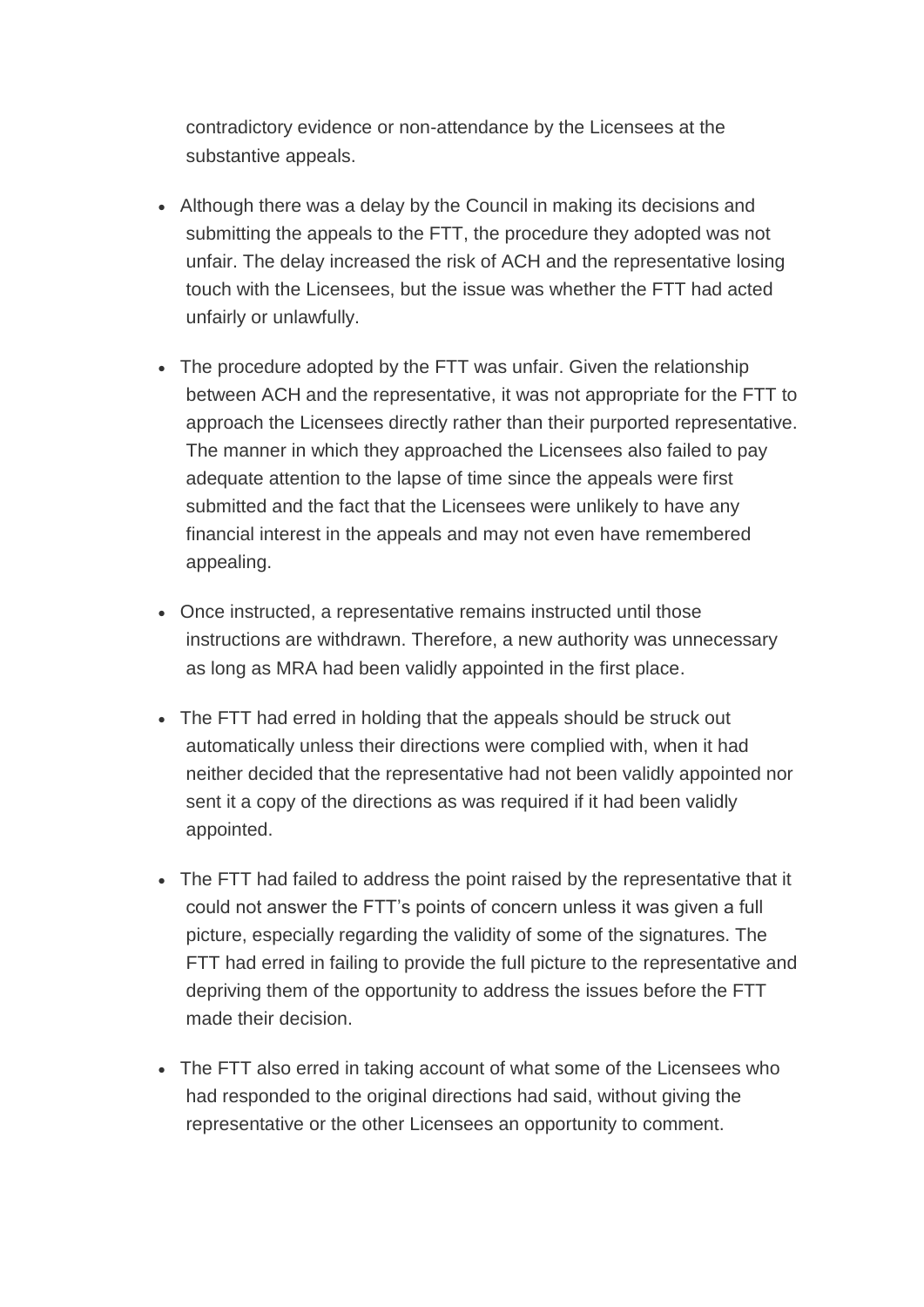contradictory evidence or non-attendance by the Licensees at the substantive appeals.

- Although there was a delay by the Council in making its decisions and submitting the appeals to the FTT, the procedure they adopted was not unfair. The delay increased the risk of ACH and the representative losing touch with the Licensees, but the issue was whether the FTT had acted unfairly or unlawfully.
- The procedure adopted by the FTT was unfair. Given the relationship between ACH and the representative, it was not appropriate for the FTT to approach the Licensees directly rather than their purported representative. The manner in which they approached the Licensees also failed to pay adequate attention to the lapse of time since the appeals were first submitted and the fact that the Licensees were unlikely to have any financial interest in the appeals and may not even have remembered appealing.
- Once instructed, a representative remains instructed until those instructions are withdrawn. Therefore, a new authority was unnecessary as long as MRA had been validly appointed in the first place.
- The FTT had erred in holding that the appeals should be struck out automatically unless their directions were complied with, when it had neither decided that the representative had not been validly appointed nor sent it a copy of the directions as was required if it had been validly appointed.
- The FTT had failed to address the point raised by the representative that it could not answer the FTT's points of concern unless it was given a full picture, especially regarding the validity of some of the signatures. The FTT had erred in failing to provide the full picture to the representative and depriving them of the opportunity to address the issues before the FTT made their decision.
- The FTT also erred in taking account of what some of the Licensees who had responded to the original directions had said, without giving the representative or the other Licensees an opportunity to comment.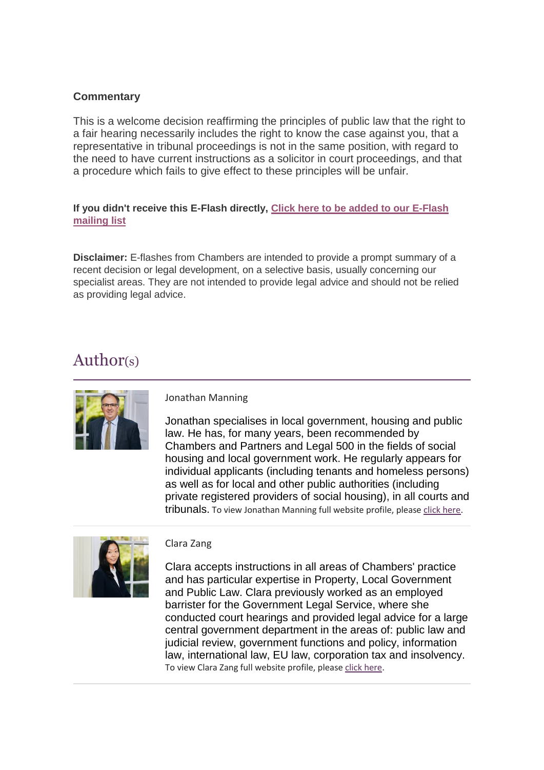**Commentary**

This is a welcome decision reaffirming the principles of public law that the right to a fair hearing necessarily includes the right to know the case against you, that a representative in tribunal proceedings is not in the same position, with regard to the need to have current instructions as a solicitor in court proceedings, and that a procedure which fails to give effect to these principles will be unfair.

**If you didn't receive this E-Flash directly, Click here to be added to our E-Flash mailing list**

**Disclaimer:** E-flashes from Chambers are intended to provide a prompt summary of a recent decision or legal development, on a selective basis, usually concerning our specialist areas. They are not intended to provide legal advice and should not be relied as providing legal advice.

## Author(s)

Jonathan Manning

Jonathan specialises in local government, housing and public law. He has, for many years, been recommended by Chambers and Partners and Legal 500 in the fields of social housing and local government work. He regularly appears for individual applicants (including tenants and homeless persons) as well as for local and other public authorities (including private registered providers of social housing), in all courts and tribunals. To view Jonathan Manning full website profile, please click here.

Clara Zang

Clara accepts instructions in all areas of Chambers' practice and has particular expertise in Property, Local Government and Public Law. Clara previously worked as an employed barrister for the Government Legal Service, where she conducted court hearings and provided legal advice for a large central government department in the areas of: public law and judicial review, government functions and policy, information law, international law, EU law, corporation tax and insolvency. To view Clara Zang full website profile, please click here.